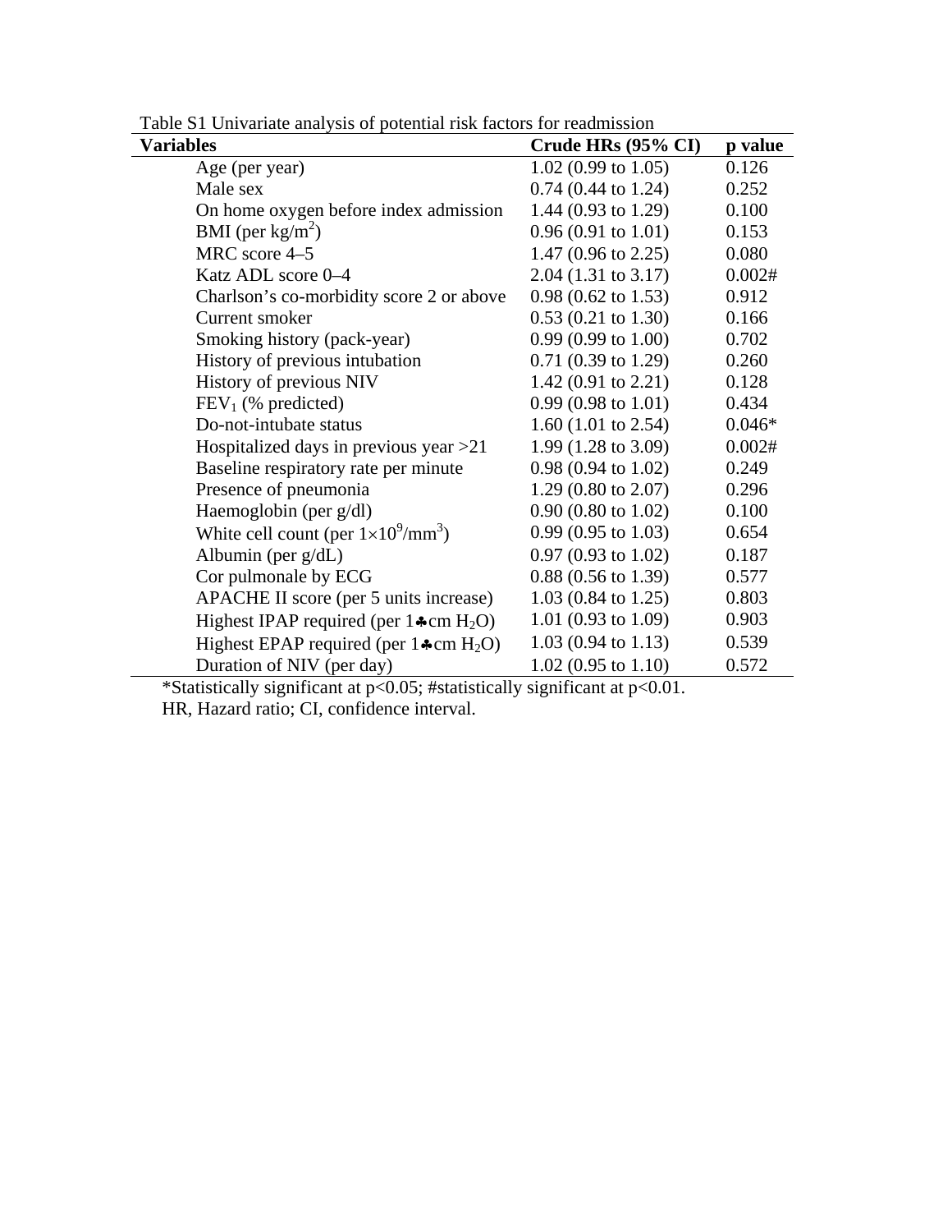Table S1 Univariate analysis of potential risk factors for readmission

| Variables | Crude HRs (95% CI) | p value |
|---|---|---|
| Age (per year) | 1.02 (0.99 to 1.05) | 0.126 |
| Male sex | 0.74 (0.44 to 1.24) | 0.252 |
| On home oxygen before index admission | 1.44 (0.93 to 1.29) | 0.100 |
| BMI (per $kg/m^2$) | 0.96 (0.91 to 1.01) | 0.153 |
| MRC score 4–5 | 1.47 (0.96 to 2.25) | 0.080 |
| Katz ADL score 0–4 | 2.04 (1.31 to 3.17) | 0.002# |
| Charlson's co-morbidity score 2 or above | 0.98 (0.62 to 1.53) | 0.912 |
| Current smoker | 0.53 (0.21 to 1.30) | 0.166 |
| Smoking history (pack-year) | 0.99 (0.99 to 1.00) | 0.702 |
| History of previous intubation | 0.71 (0.39 to 1.29) | 0.260 |
| History of previous NIV | 1.42 (0.91 to 2.21) | 0.128 |
| $FEV_1$ (% predicted) | 0.99 (0.98 to 1.01) | 0.434 |
| Do-not-intubate status | 1.60 (1.01 to 2.54) | 0.046* |
| Hospitalized days in previous year >21 | 1.99 (1.28 to 3.09) | 0.002# |
| Baseline respiratory rate per minute | 0.98 (0.94 to 1.02) | 0.249 |
| Presence of pneumonia | 1.29 (0.80 to 2.07) | 0.296 |
| Haemoglobin (per g/dl) | 0.90 (0.80 to 1.02) | 0.100 |
| White cell count (per $1\times10^9/mm^3$) | 0.99 (0.95 to 1.03) | 0.654 |
| Albumin (per g/dL) | 0.97 (0.93 to 1.02) | 0.187 |
| Cor pulmonale by ECG | 0.88 (0.56 to 1.39) | 0.577 |
| APACHE II score (per 5 units increase) | 1.03 (0.84 to 1.25) | 0.803 |
| Highest IPAP required (per 1♣cm $H_2O$) | 1.01 (0.93 to 1.09) | 0.903 |
| Highest EPAP required (per 1♣cm $H_2O$) | 1.03 (0.94 to 1.13) | 0.539 |
| Duration of NIV (per day) | 1.02 (0.95 to 1.10) | 0.572 |

*Statistically significant at $p<0.05$; #statistically significant at $p<0.01$.

HR, Hazard ratio; CI, confidence interval.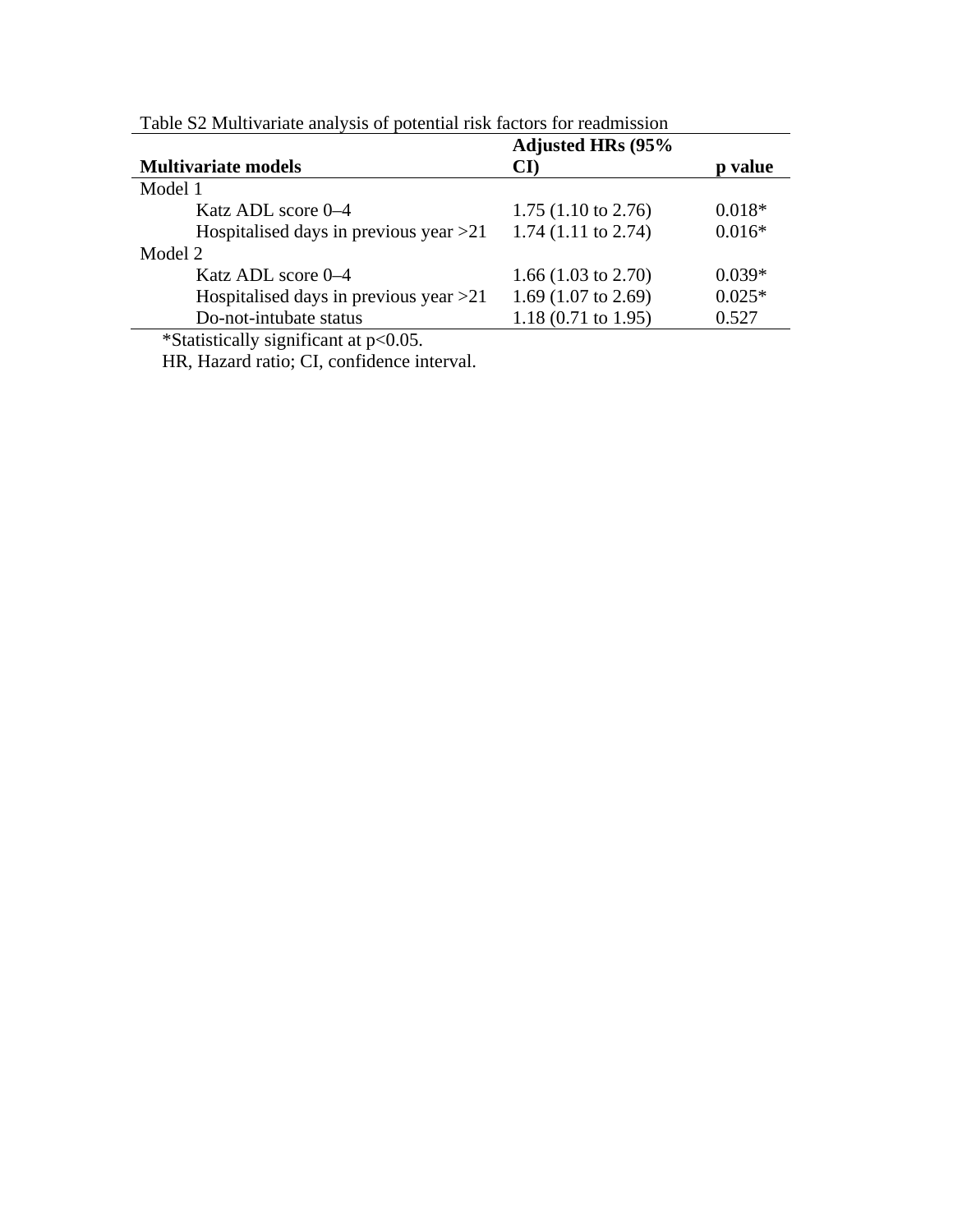Table S2 Multivariate analysis of potential risk factors for readmission

| Multivariate models | Adjusted HRs (95% CI) | p value |
|---|---|---|
| Model 1 | | |
| Katz ADL score 0–4 | 1.75 (1.10 to 2.76) | 0.018* |
| Hospitalised days in previous year >21 | 1.74 (1.11 to 2.74) | 0.016* |
| Model 2 | | |
| Katz ADL score 0–4 | 1.66 (1.03 to 2.70) | 0.039* |
| Hospitalised days in previous year >21 | 1.69 (1.07 to 2.69) | 0.025* |
| Do-not-intubate status | 1.18 (0.71 to 1.95) | 0.527 |

*Statistically significant at $p<0.05$.

HR, Hazard ratio; CI, confidence interval.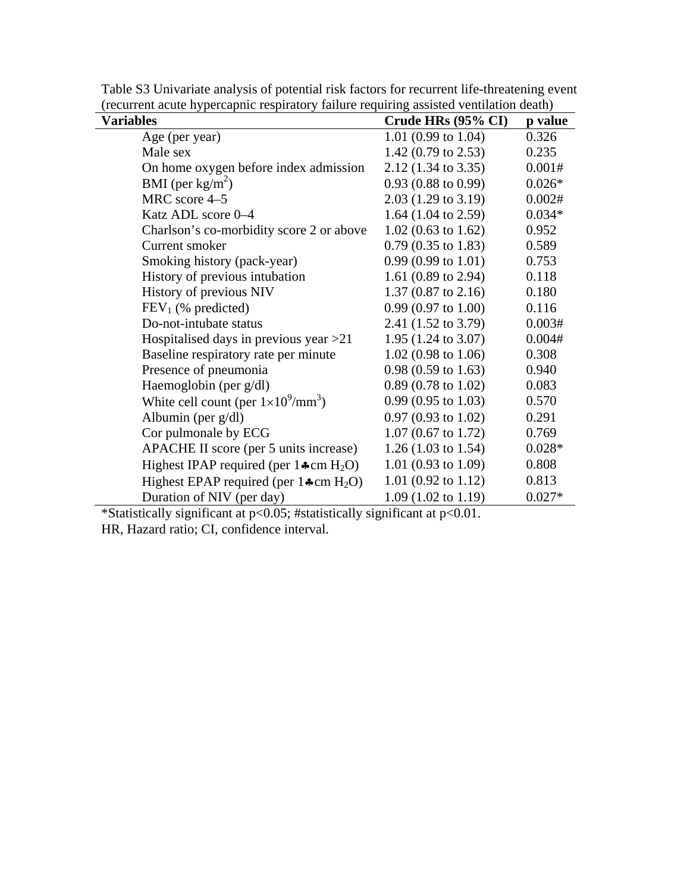Table S3 Univariate analysis of potential risk factors for recurrent life-threatening event (recurrent acute hypercapnic respiratory failure requiring assisted ventilation death)

| Variables | Crude HRs (95% CI) | p value |
|---|---|---|
| Age (per year) | 1.01 (0.99 to 1.04) | 0.326 |
| Male sex | 1.42 (0.79 to 2.53) | 0.235 |
| On home oxygen before index admission | 2.12 (1.34 to 3.35) | 0.001# |
| BMI (per $kg/m^2$) | 0.93 (0.88 to 0.99) | 0.026* |
| MRC score 4–5 | 2.03 (1.29 to 3.19) | 0.002# |
| Katz ADL score 0–4 | 1.64 (1.04 to 2.59) | 0.034* |
| Charlson's co-morbidity score 2 or above | 1.02 (0.63 to 1.62) | 0.952 |
| Current smoker | 0.79 (0.35 to 1.83) | 0.589 |
| Smoking history (pack-year) | 0.99 (0.99 to 1.01) | 0.753 |
| History of previous intubation | 1.61 (0.89 to 2.94) | 0.118 |
| History of previous NIV | 1.37 (0.87 to 2.16) | 0.180 |
| $FEV_1$ (% predicted) | 0.99 (0.97 to 1.00) | 0.116 |
| Do-not-intubate status | 2.41 (1.52 to 3.79) | 0.003# |
| Hospitalised days in previous year >21 | 1.95 (1.24 to 3.07) | 0.004# |
| Baseline respiratory rate per minute | 1.02 (0.98 to 1.06) | 0.308 |
| Presence of pneumonia | 0.98 (0.59 to 1.63) | 0.940 |
| Haemoglobin (per g/dl) | 0.89 (0.78 to 1.02) | 0.083 |
| White cell count (per $1\times10^9/mm^3$) | 0.99 (0.95 to 1.03) | 0.570 |
| Albumin (per g/dl) | 0.97 (0.93 to 1.02) | 0.291 |
| Cor pulmonale by ECG | 1.07 (0.67 to 1.72) | 0.769 |
| APACHE II score (per 5 units increase) | 1.26 (1.03 to 1.54) | 0.028* |
| Highest IPAP required (per 1♣cm $H_2O$) | 1.01 (0.93 to 1.09) | 0.808 |
| Highest EPAP required (per 1♣cm $H_2O$) | 1.01 (0.92 to 1.12) | 0.813 |
| Duration of NIV (per day) | 1.09 (1.02 to 1.19) | 0.027* |

*Statistically significant at $p<0.05$; #statistically significant at $p<0.01$.

HR, Hazard ratio; CI, confidence interval.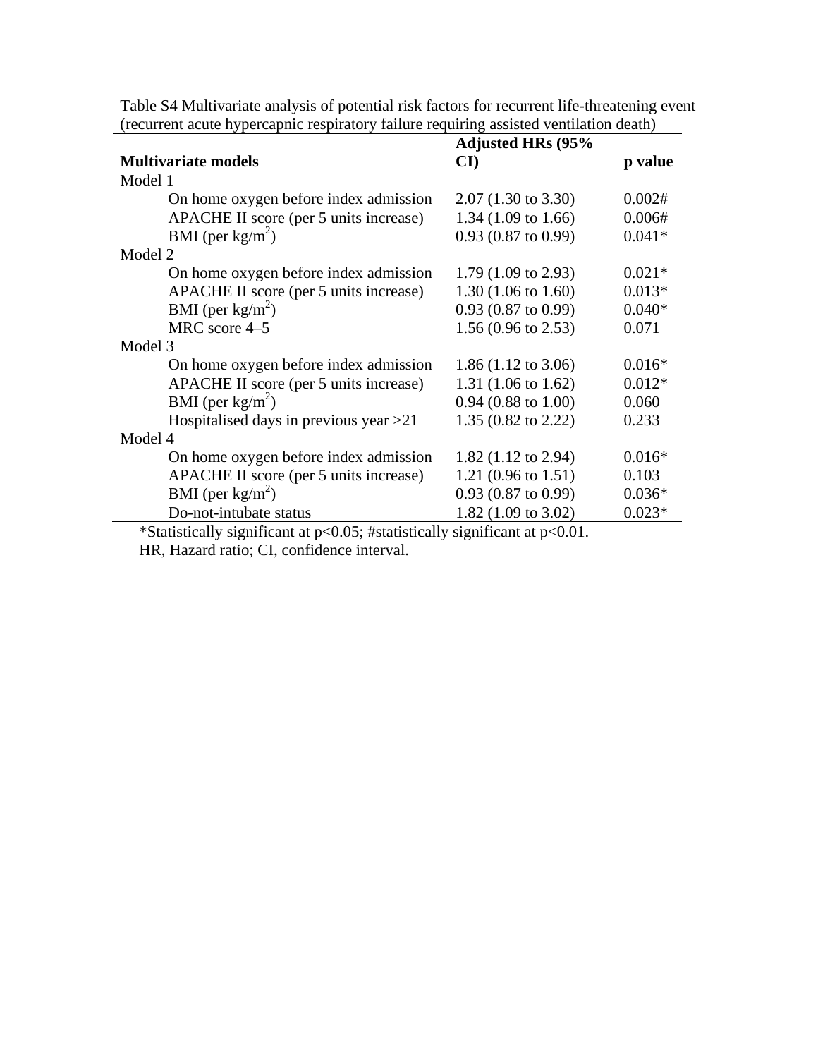Table S4 Multivariate analysis of potential risk factors for recurrent life-threatening event (recurrent acute hypercapnic respiratory failure requiring assisted ventilation death)

| Multivariate models | Adjusted HRs (95% CI) | p value |
|---|---|---|
| Model 1 | | |
| On home oxygen before index admission | 2.07 (1.30 to 3.30) | 0.002# |
| APACHE II score (per 5 units increase) | 1.34 (1.09 to 1.66) | 0.006# |
| BMI (per $kg/m^2$) | 0.93 (0.87 to 0.99) | 0.041* |
| Model 2 | | |
| On home oxygen before index admission | 1.79 (1.09 to 2.93) | 0.021* |
| APACHE II score (per 5 units increase) | 1.30 (1.06 to 1.60) | 0.013* |
| BMI (per $kg/m^2$) | 0.93 (0.87 to 0.99) | 0.040* |
| MRC score 4–5 | 1.56 (0.96 to 2.53) | 0.071 |
| Model 3 | | |
| On home oxygen before index admission | 1.86 (1.12 to 3.06) | 0.016* |
| APACHE II score (per 5 units increase) | 1.31 (1.06 to 1.62) | 0.012* |
| BMI (per $kg/m^2$) | 0.94 (0.88 to 1.00) | 0.060 |
| Hospitalised days in previous year >21 | 1.35 (0.82 to 2.22) | 0.233 |
| Model 4 | | |
| On home oxygen before index admission | 1.82 (1.12 to 2.94) | 0.016* |
| APACHE II score (per 5 units increase) | 1.21 (0.96 to 1.51) | 0.103 |
| BMI (per $kg/m^2$) | 0.93 (0.87 to 0.99) | 0.036* |
| Do-not-intubate status | 1.82 (1.09 to 3.02) | 0.023* |

*Statistically significant at $p<0.05$; #statistically significant at $p<0.01$.

HR, Hazard ratio; CI, confidence interval.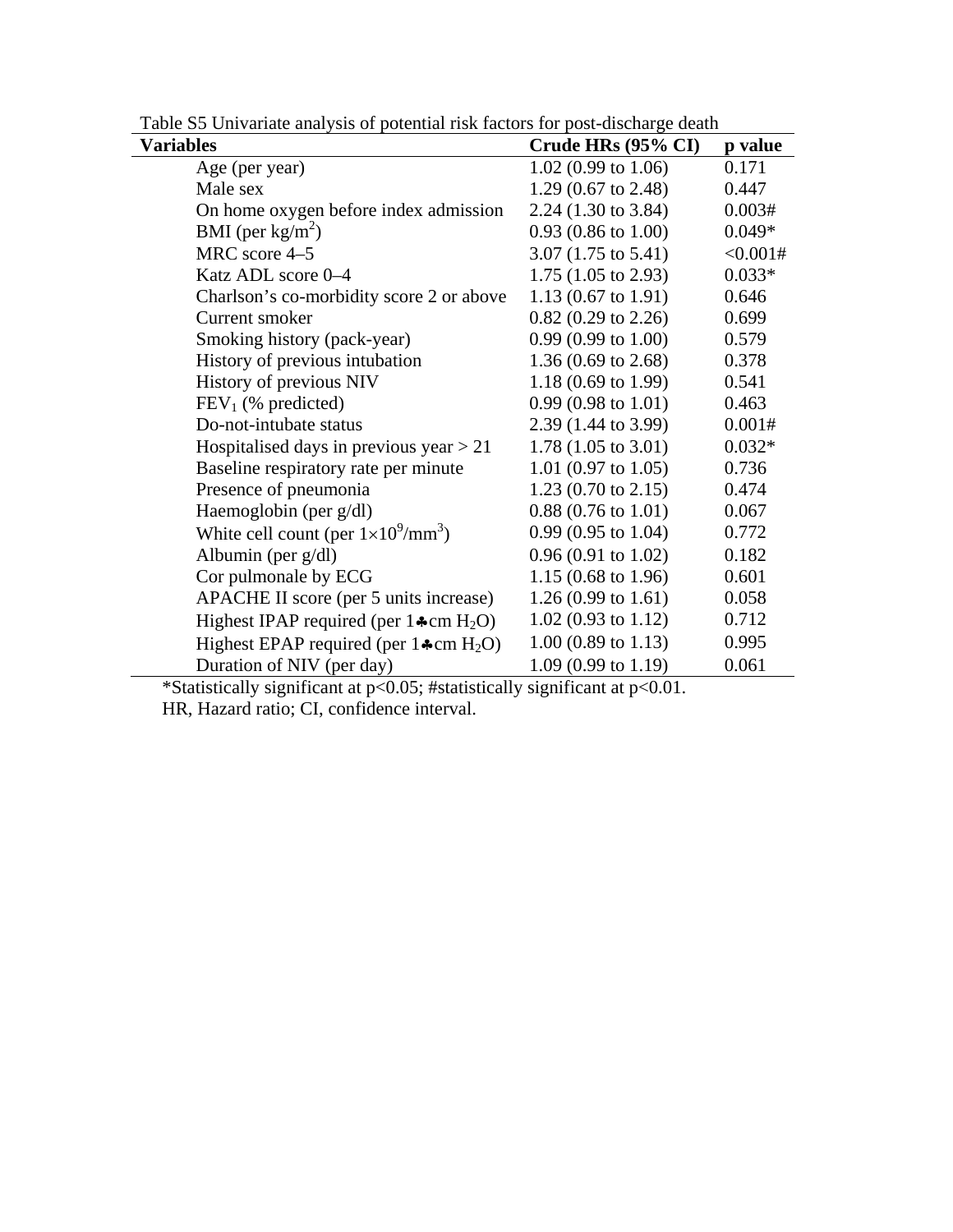Table S5 Univariate analysis of potential risk factors for post-discharge death

| Variables | Crude HRs (95% CI) | p value |
|---|---|---|
| Age (per year) | 1.02 (0.99 to 1.06) | 0.171 |
| Male sex | 1.29 (0.67 to 2.48) | 0.447 |
| On home oxygen before index admission | 2.24 (1.30 to 3.84) | 0.003# |
| BMI (per $kg/m^2$) | 0.93 (0.86 to 1.00) | 0.049* |
| MRC score 4–5 | 3.07 (1.75 to 5.41) | <0.001# |
| Katz ADL score 0–4 | 1.75 (1.05 to 2.93) | 0.033* |
| Charlson's co-morbidity score 2 or above | 1.13 (0.67 to 1.91) | 0.646 |
| Current smoker | 0.82 (0.29 to 2.26) | 0.699 |
| Smoking history (pack-year) | 0.99 (0.99 to 1.00) | 0.579 |
| History of previous intubation | 1.36 (0.69 to 2.68) | 0.378 |
| History of previous NIV | 1.18 (0.69 to 1.99) | 0.541 |
| $FEV_1$ (% predicted) | 0.99 (0.98 to 1.01) | 0.463 |
| Do-not-intubate status | 2.39 (1.44 to 3.99) | 0.001# |
| Hospitalised days in previous year > 21 | 1.78 (1.05 to 3.01) | 0.032* |
| Baseline respiratory rate per minute | 1.01 (0.97 to 1.05) | 0.736 |
| Presence of pneumonia | 1.23 (0.70 to 2.15) | 0.474 |
| Haemoglobin (per g/dl) | 0.88 (0.76 to 1.01) | 0.067 |
| White cell count (per $1\times10^9/mm^3$) | 0.99 (0.95 to 1.04) | 0.772 |
| Albumin (per g/dl) | 0.96 (0.91 to 1.02) | 0.182 |
| Cor pulmonale by ECG | 1.15 (0.68 to 1.96) | 0.601 |
| APACHE II score (per 5 units increase) | 1.26 (0.99 to 1.61) | 0.058 |
| Highest IPAP required (per 1♣cm $H_2O$) | 1.02 (0.93 to 1.12) | 0.712 |
| Highest EPAP required (per 1♣cm $H_2O$) | 1.00 (0.89 to 1.13) | 0.995 |
| Duration of NIV (per day) | 1.09 (0.99 to 1.19) | 0.061 |

*Statistically significant at $p<0.05$; #statistically significant at $p<0.01$.

HR, Hazard ratio; CI, confidence interval.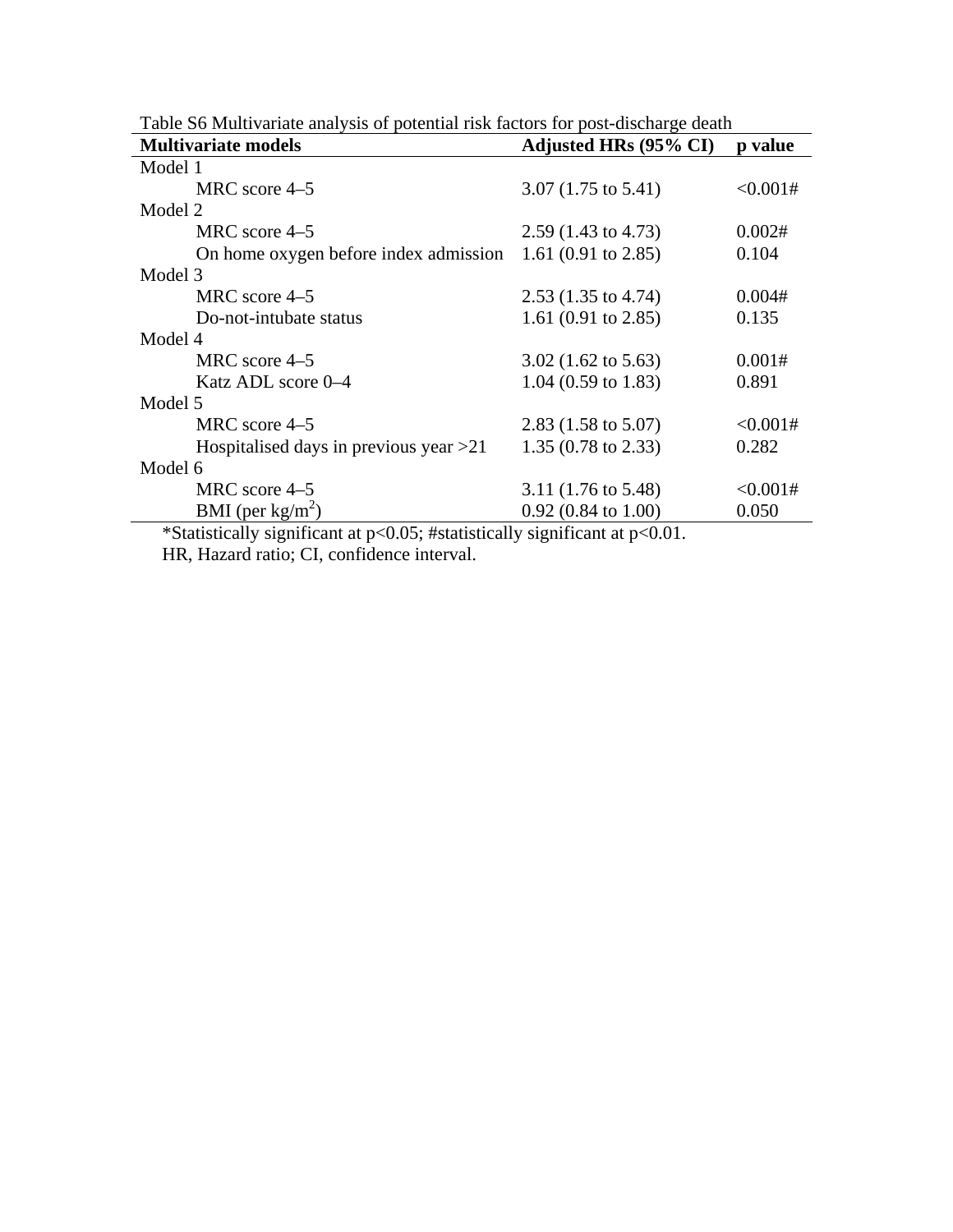Table S6 Multivariate analysis of potential risk factors for post-discharge death

| Multivariate models | Adjusted HRs (95% CI) | p value |
| --- | --- | --- |
| Model 1 | | |
| MRC score 4–5 | 3.07 (1.75 to 5.41) | <0.001# |
| Model 2 | | |
| MRC score 4–5 | 2.59 (1.43 to 4.73) | 0.002# |
| On home oxygen before index admission | 1.61 (0.91 to 2.85) | 0.104 |
| Model 3 | | |
| MRC score 4–5 | 2.53 (1.35 to 4.74) | 0.004# |
| Do-not-intubate status | 1.61 (0.91 to 2.85) | 0.135 |
| Model 4 | | |
| MRC score 4–5 | 3.02 (1.62 to 5.63) | 0.001# |
| Katz ADL score 0–4 | 1.04 (0.59 to 1.83) | 0.891 |
| Model 5 | | |
| MRC score 4–5 | 2.83 (1.58 to 5.07) | <0.001# |
| Hospitalised days in previous year >21 | 1.35 (0.78 to 2.33) | 0.282 |
| Model 6 | | |
| MRC score 4–5 | 3.11 (1.76 to 5.48) | <0.001# |
| BMI (per $kg/m^2$) | 0.92 (0.84 to 1.00) | 0.050 |

*Statistically significant at p<0.05; #statistically significant at p<0.01.

HR, Hazard ratio; CI, confidence interval.